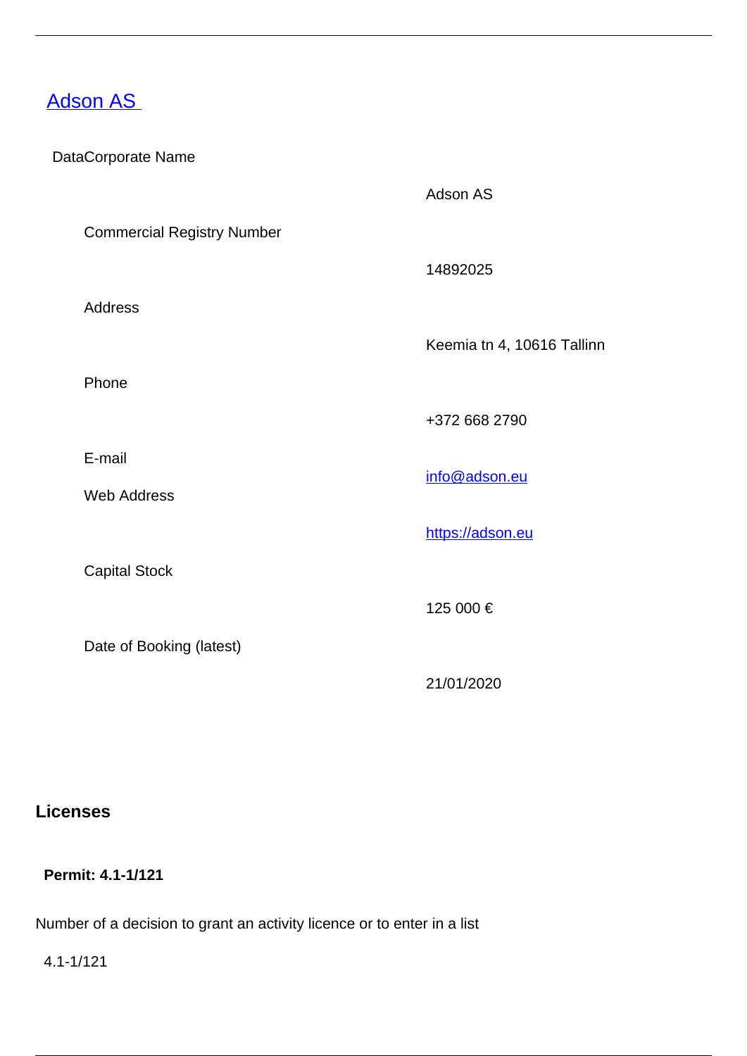## [Adson AS](https://adson.eu)

DataCorporate Name

| | |
|---|---|
| | Adson AS |
| Commercial Registry Number | 14892025 |
| Address | Keemia tn 4, 10616 Tallinn |
| Phone | +372 668 2790 |
| E-mail | [info@adson.eu](mailto:info@adson.eu) |
| Web Address | [https://adson.eu](https://adson.eu) |
| Capital Stock | 125 000 € |
| Date of Booking (latest) | 21/01/2020 |

### Licenses

**Permit: 4.1-1/121**

Number of a decision to grant an activity licence or to enter in a list

4.1-1/121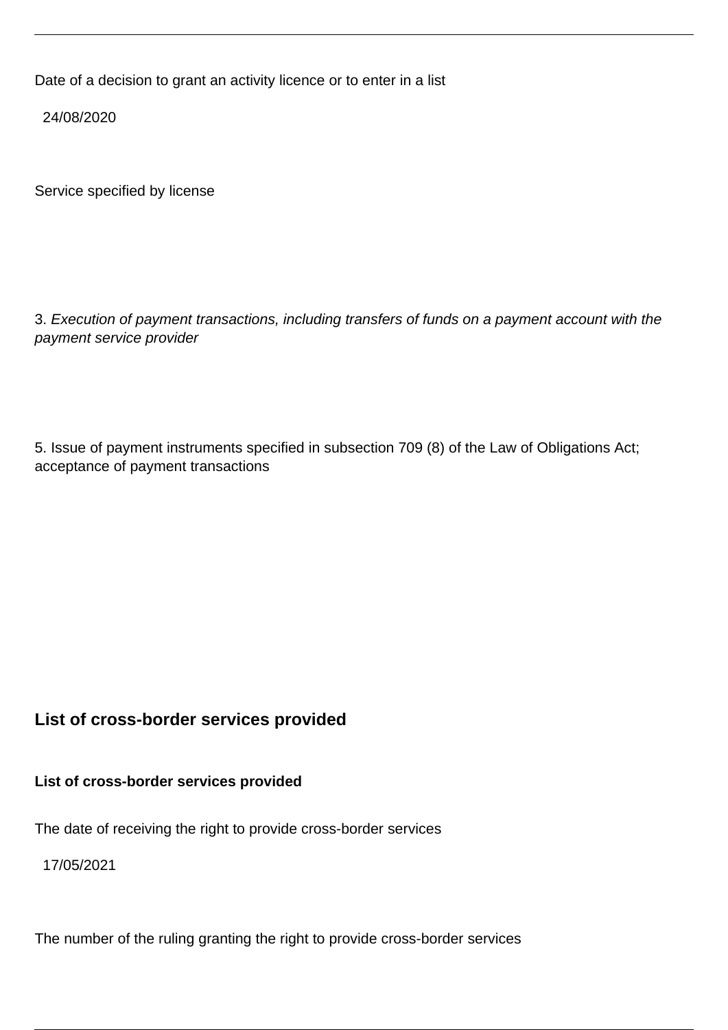Date of a decision to grant an activity licence or to enter in a list

24/08/2020

Service specified by license

3. *Execution of payment transactions, including transfers of funds on a payment account with the payment service provider*

5. Issue of payment instruments specified in subsection 709 (8) of the Law of Obligations Act; acceptance of payment transactions

## List of cross-border services provided

**List of cross-border services provided**

The date of receiving the right to provide cross-border services

17/05/2021

The number of the ruling granting the right to provide cross-border services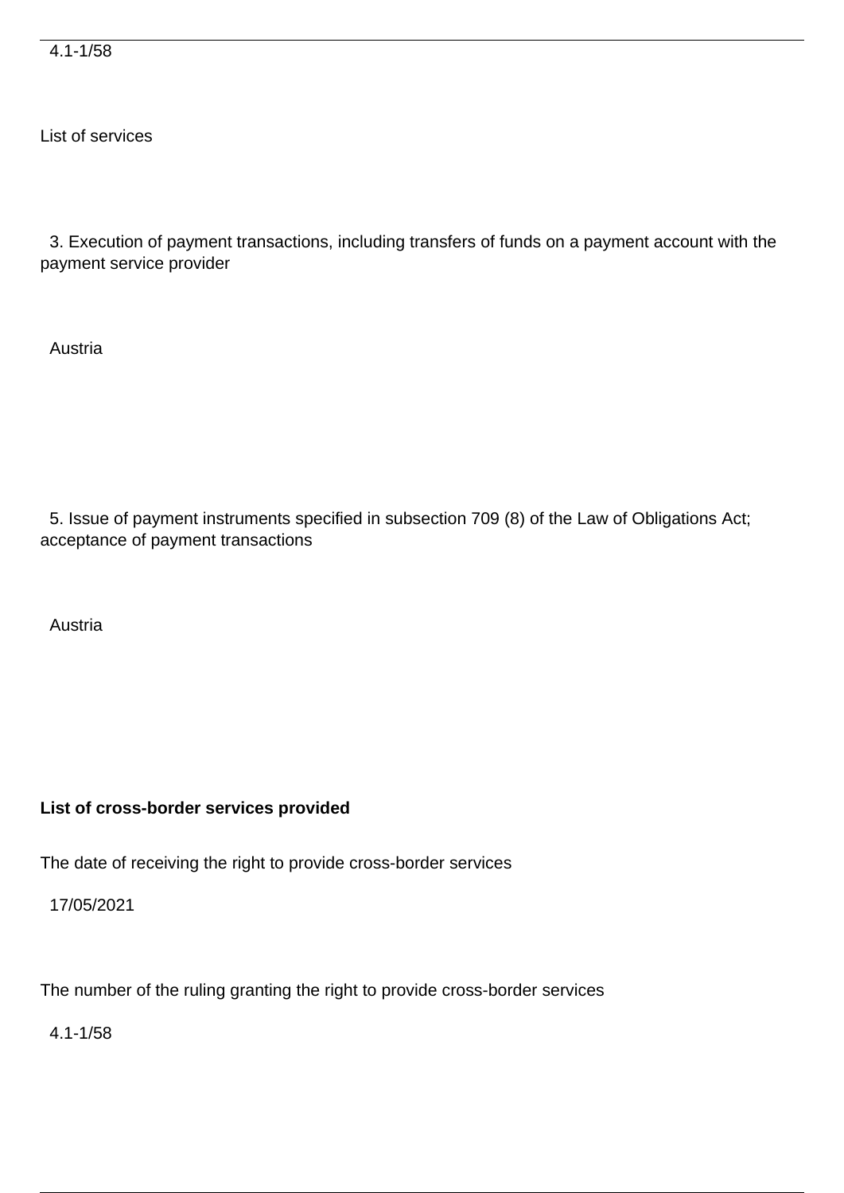4.1-1/58

List of services

3. Execution of payment transactions, including transfers of funds on a payment account with the payment service provider

Austria

5. Issue of payment instruments specified in subsection 709 (8) of the Law of Obligations Act; acceptance of payment transactions

Austria

**List of cross-border services provided**

The date of receiving the right to provide cross-border services

17/05/2021

The number of the ruling granting the right to provide cross-border services

4.1-1/58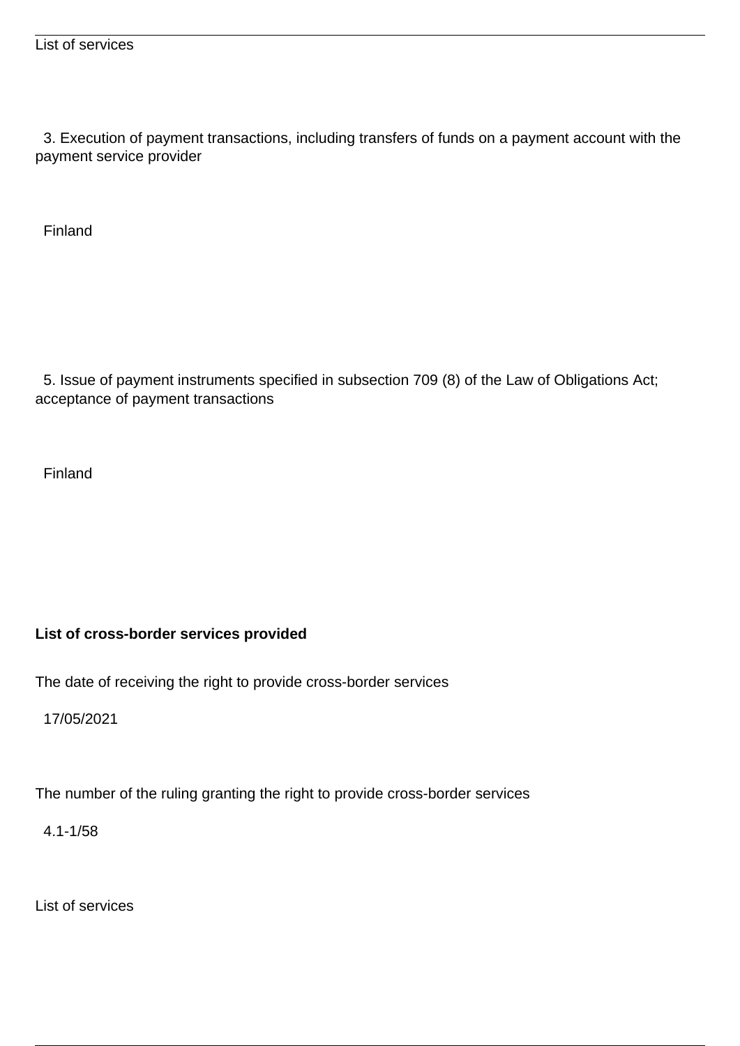List of services

3. Execution of payment transactions, including transfers of funds on a payment account with the payment service provider

Finland

5. Issue of payment instruments specified in subsection 709 (8) of the Law of Obligations Act; acceptance of payment transactions

Finland

**List of cross-border services provided**

The date of receiving the right to provide cross-border services

17/05/2021

The number of the ruling granting the right to provide cross-border services

4.1-1/58

List of services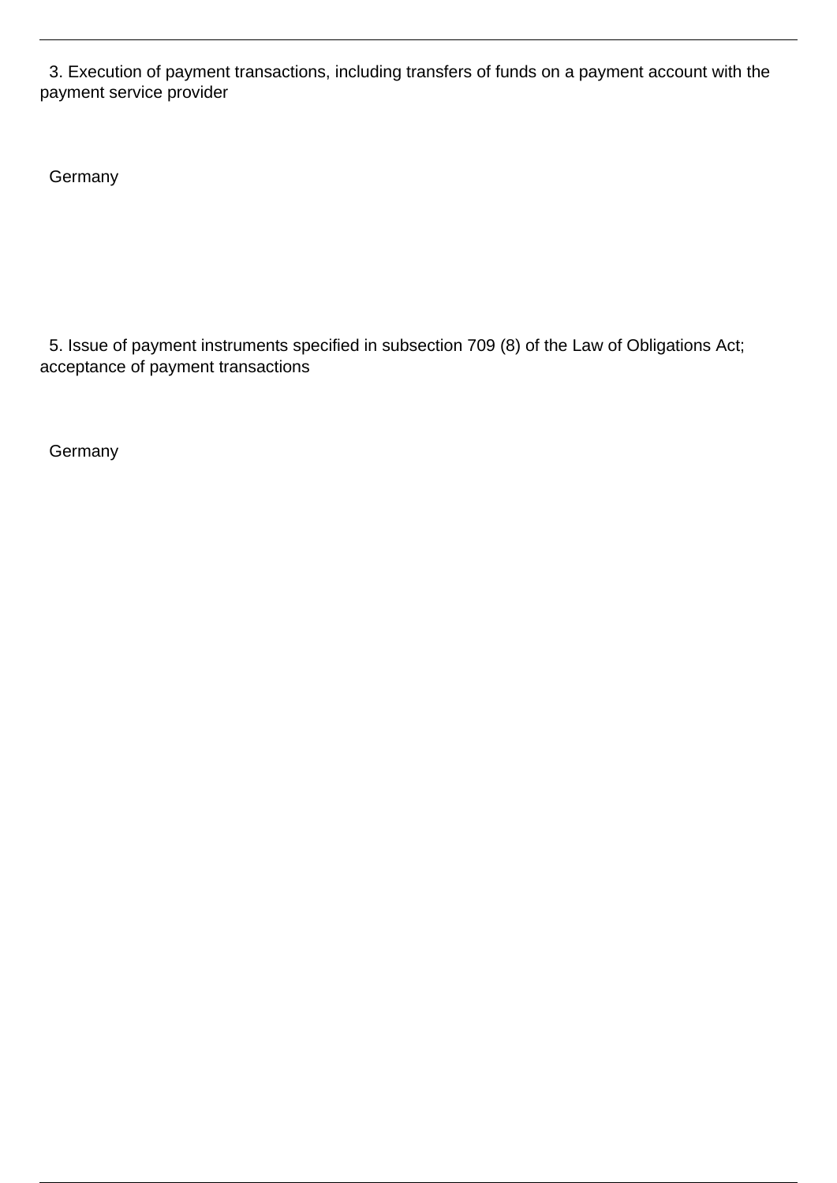3. Execution of payment transactions, including transfers of funds on a payment account with the payment service provider

Germany

5. Issue of payment instruments specified in subsection 709 (8) of the Law of Obligations Act; acceptance of payment transactions

Germany